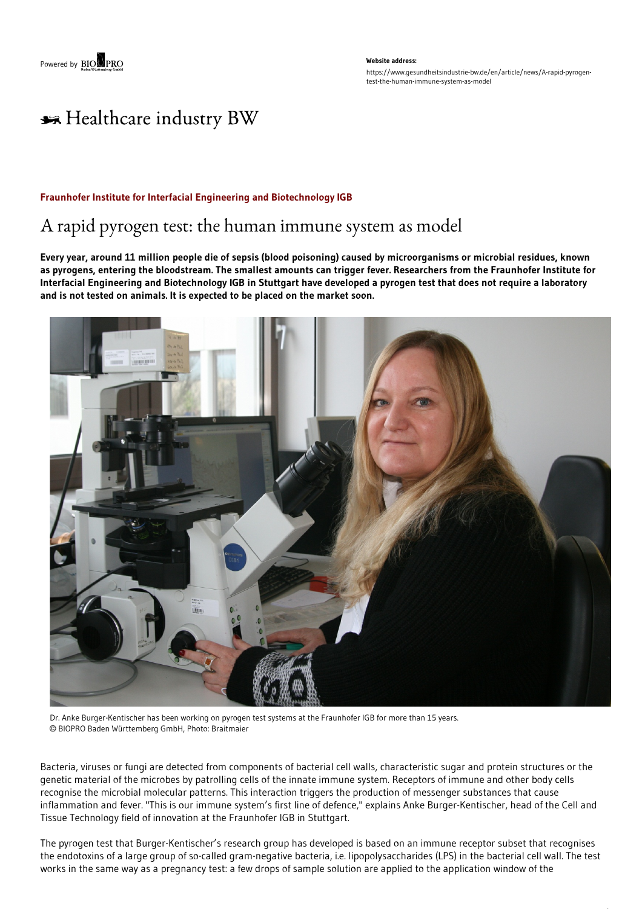Powered by BIOPRO

**Website address:**
https://www.gesundheitsindustrie-bw.de/en/article/news/A-rapid-pyrogen-test-the-human-immune-system-as-model

Healthcare industry BW

**Fraunhofer Institute for Interfacial Engineering and Biotechnology IGB**

# A rapid pyrogen test: the human immune system as model

**Every year, around 11 million people die of sepsis (blood poisoning) caused by microorganisms or microbial residues, known as pyrogens, entering the bloodstream. The smallest amounts can trigger fever. Researchers from the Fraunhofer Institute for Interfacial Engineering and Biotechnology IGB in Stuttgart have developed a pyrogen test that does not require a laboratory and is not tested on animals. It is expected to be placed on the market soon.**

Dr. Anke Burger-Kentischer has been working on pyrogen test systems at the Fraunhofer IGB for more than 15 years.
© BIOPRO Baden Württemberg GmbH, Photo: Braitmaier

Bacteria, viruses or fungi are detected from components of bacterial cell walls, characteristic sugar and protein structures or the genetic material of the microbes by patrolling cells of the innate immune system. Receptors of immune and other body cells recognise the microbial molecular patterns. This interaction triggers the production of messenger substances that cause inflammation and fever. "This is our immune system's first line of defence," explains Anke Burger-Kentischer, head of the Cell and Tissue Technology field of innovation at the Fraunhofer IGB in Stuttgart.

The pyrogen test that Burger-Kentischer's research group has developed is based on an immune receptor subset that recognises the endotoxins of a large group of so-called gram-negative bacteria, i.e. lipopolysaccharides (LPS) in the bacterial cell wall. The test works in the same way as a pregnancy test: a few drops of sample solution are applied to the application window of the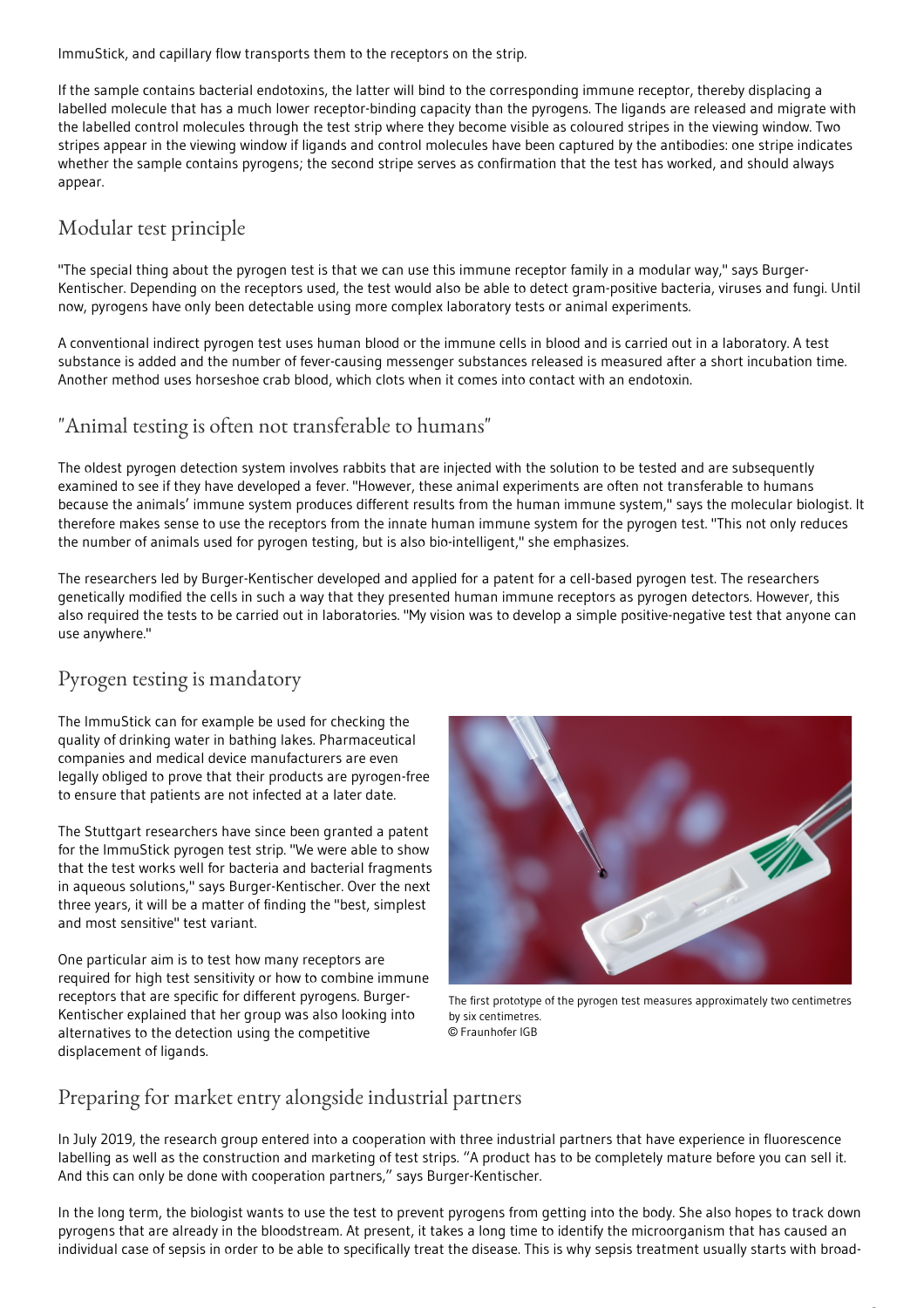ImmuStick, and capillary flow transports them to the receptors on the strip.

If the sample contains bacterial endotoxins, the latter will bind to the corresponding immune receptor, thereby displacing a labelled molecule that has a much lower receptor-binding capacity than the pyrogens. The ligands are released and migrate with the labelled control molecules through the test strip where they become visible as coloured stripes in the viewing window. Two stripes appear in the viewing window if ligands and control molecules have been captured by the antibodies: one stripe indicates whether the sample contains pyrogens; the second stripe serves as confirmation that the test has worked, and should always appear.

## Modular test principle

"The special thing about the pyrogen test is that we can use this immune receptor family in a modular way," says Burger-Kentischer. Depending on the receptors used, the test would also be able to detect gram-positive bacteria, viruses and fungi. Until now, pyrogens have only been detectable using more complex laboratory tests or animal experiments.

A conventional indirect pyrogen test uses human blood or the immune cells in blood and is carried out in a laboratory. A test substance is added and the number of fever-causing messenger substances released is measured after a short incubation time. Another method uses horseshoe crab blood, which clots when it comes into contact with an endotoxin.

## "Animal testing is often not transferable to humans"

The oldest pyrogen detection system involves rabbits that are injected with the solution to be tested and are subsequently examined to see if they have developed a fever. "However, these animal experiments are often not transferable to humans because the animals' immune system produces different results from the human immune system," says the molecular biologist. It therefore makes sense to use the receptors from the innate human immune system for the pyrogen test. "This not only reduces the number of animals used for pyrogen testing, but is also bio-intelligent," she emphasizes.

The researchers led by Burger-Kentischer developed and applied for a patent for a cell-based pyrogen test. The researchers genetically modified the cells in such a way that they presented human immune receptors as pyrogen detectors. However, this also required the tests to be carried out in laboratories. "My vision was to develop a simple positive-negative test that anyone can use anywhere."

## Pyrogen testing is mandatory

The ImmuStick can for example be used for checking the quality of drinking water in bathing lakes. Pharmaceutical companies and medical device manufacturers are even legally obliged to prove that their products are pyrogen-free to ensure that patients are not infected at a later date.

The Stuttgart researchers have since been granted a patent for the ImmuStick pyrogen test strip. "We were able to show that the test works well for bacteria and bacterial fragments in aqueous solutions," says Burger-Kentischer. Over the next three years, it will be a matter of finding the "best, simplest and most sensitive" test variant.

One particular aim is to test how many receptors are required for high test sensitivity or how to combine immune receptors that are specific for different pyrogens. Burger-Kentischer explained that her group was also looking into alternatives to the detection using the competitive displacement of ligands.

The first prototype of the pyrogen test measures approximately two centimetres by six centimetres.
© Fraunhofer IGB

## Preparing for market entry alongside industrial partners

In July 2019, the research group entered into a cooperation with three industrial partners that have experience in fluorescence labelling as well as the construction and marketing of test strips. "A product has to be completely mature before you can sell it. And this can only be done with cooperation partners," says Burger-Kentischer.

In the long term, the biologist wants to use the test to prevent pyrogens from getting into the body. She also hopes to track down pyrogens that are already in the bloodstream. At present, it takes a long time to identify the microorganism that has caused an individual case of sepsis in order to be able to specifically treat the disease. This is why sepsis treatment usually starts with broad-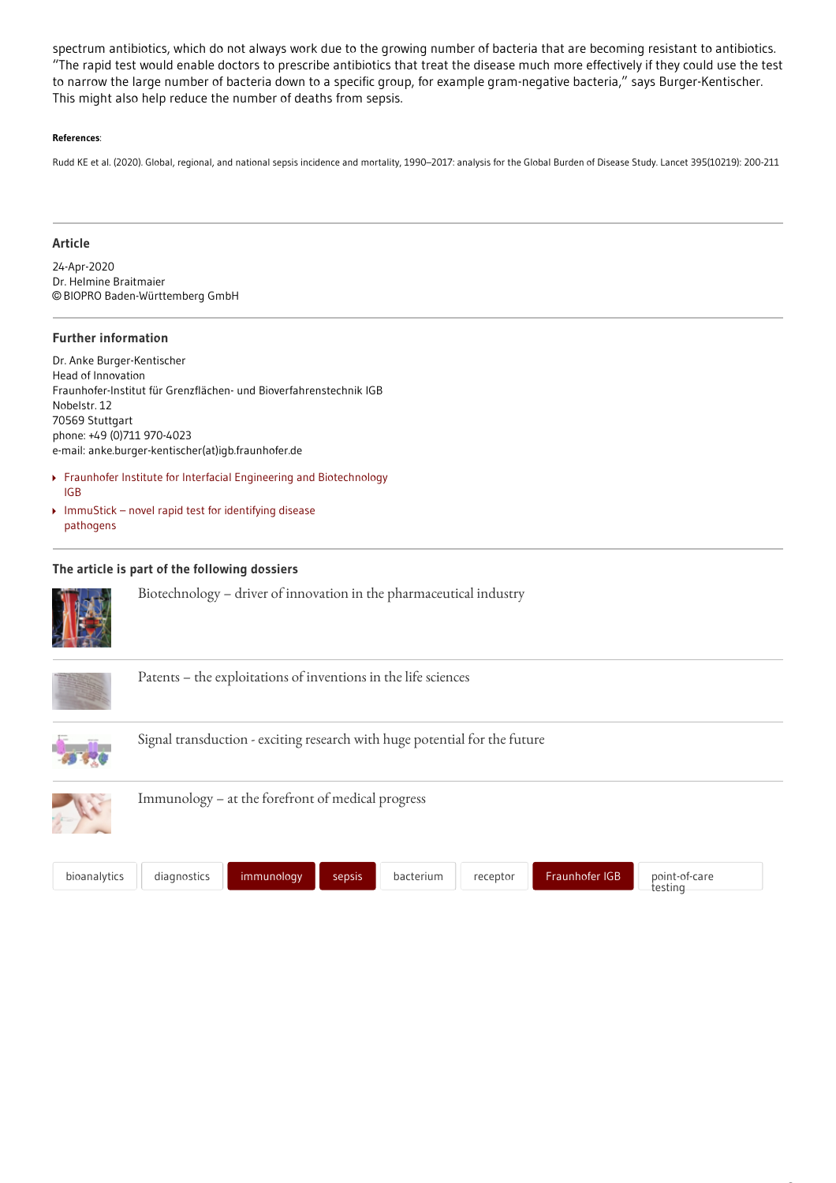spectrum antibiotics, which do not always work due to the growing number of bacteria that are becoming resistant to antibiotics. "The rapid test would enable doctors to prescribe antibiotics that treat the disease much more effectively if they could use the test to narrow the large number of bacteria down to a specific group, for example gram-negative bacteria," says Burger-Kentischer. This might also help reduce the number of deaths from sepsis.

**References**:

Rudd KE et al. (2020). Global, regional, and national sepsis incidence and mortality, 1990–2017: analysis for the Global Burden of Disease Study. Lancet 395(10219): 200-211

## Article

24-Apr-2020
Dr. Helmine Braitmaier
© BIOPRO Baden-Württemberg GmbH

## Further information

Dr. Anke Burger-Kentischer
Head of Innovation
Fraunhofer-Institut für Grenzflächen- und Bioverfahrenstechnik IGB
Nobelstr. 12
70569 Stuttgart
phone: +49 (0)711 970-4023
e-mail: anke.burger-kentischer(at)igb.fraunhofer.de

- Fraunhofer Institute for Interfacial Engineering and Biotechnology IGB
- ImmuStick – novel rapid test for identifying disease pathogens

## The article is part of the following dossiers

Biotechnology – driver of innovation in the pharmaceutical industry

Patents – the exploitations of inventions in the life sciences

Signal transduction - exciting research with huge potential for the future

Immunology – at the forefront of medical progress

bioanalytics | diagnostics | immunology | sepsis | bacterium | receptor | Fraunhofer IGB | point-of-care testing